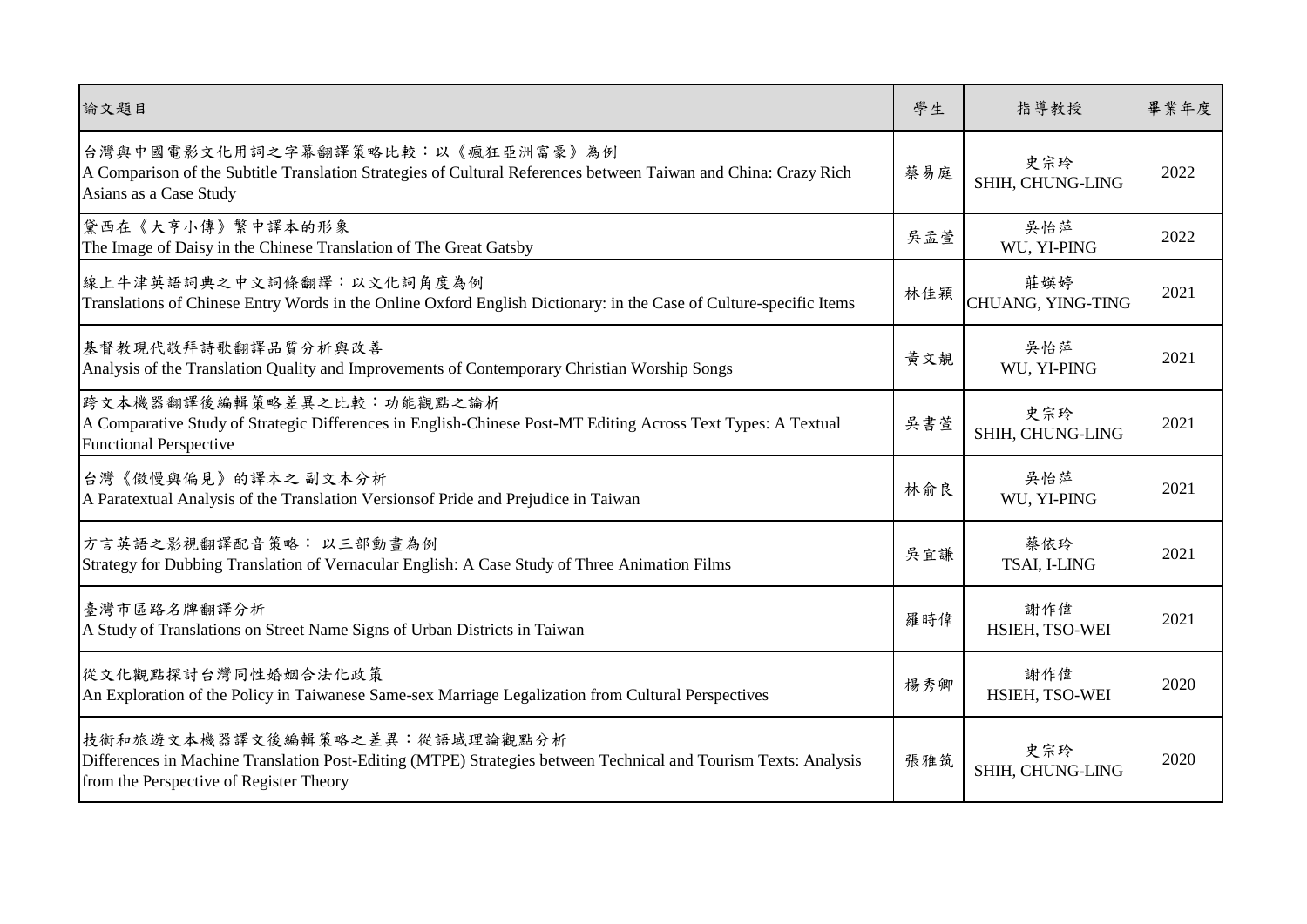| 論文題目 | 學生 | 指導教授 | 畢業年度 |
| --- | --- | --- | --- |
| 台灣與中國電影文化用詞之字幕翻譯策略比較：以《瘋狂亞洲富豪》為例<br>A Comparison of the Subtitle Translation Strategies of Cultural References between Taiwan and China: Crazy Rich Asians as a Case Study | 蔡易庭 | 史宗玲<br>SHIH, CHUNG-LING | 2022 |
| 黛西在《大亨小傳》繁中譯本的形象<br>The Image of Daisy in the Chinese Translation of The Great Gatsby | 吳孟萱 | 吳怡萍<br>WU, YI-PING | 2022 |
| 線上牛津英語詞典之中文詞條翻譯：以文化詞角度為例<br>Translations of Chinese Entry Words in the Online Oxford English Dictionary: in the Case of Culture-specific Items | 林佳穎 | 莊媖婷<br>CHUANG, YING-TING | 2021 |
| 基督教現代敬拜詩歌翻譯品質分析與改善<br>Analysis of the Translation Quality and Improvements of Contemporary Christian Worship Songs | 黃文靚 | 吳怡萍<br>WU, YI-PING | 2021 |
| 跨文本機器翻譯後編輯策略差異之比較：功能觀點之論析<br>A Comparative Study of Strategic Differences in English-Chinese Post-MT Editing Across Text Types: A Textual Functional Perspective | 吳書萱 | 史宗玲<br>SHIH, CHUNG-LING | 2021 |
| 台灣《傲慢與偏見》的譯本之 副文本分析<br>A Paratextual Analysis of the Translation Versionsof Pride and Prejudice in Taiwan | 林俞良 | 吳怡萍<br>WU, YI-PING | 2021 |
| 方言英語之影視翻譯配音策略： 以三部動畫為例<br>Strategy for Dubbing Translation of Vernacular English: A Case Study of Three Animation Films | 吳宜謙 | 蔡依玲<br>TSAI, I-LING | 2021 |
| 臺灣市區路名牌翻譯分析<br>A Study of Translations on Street Name Signs of Urban Districts in Taiwan | 羅時偉 | 謝作偉<br>HSIEH, TSO-WEI | 2021 |
| 從文化觀點探討台灣同性婚姻合法化政策<br>An Exploration of the Policy in Taiwanese Same-sex Marriage Legalization from Cultural Perspectives | 楊秀卿 | 謝作偉<br>HSIEH, TSO-WEI | 2020 |
| 技術和旅遊文本機器譯文後編輯策略之差異：從語域理論觀點分析<br>Differences in Machine Translation Post-Editing (MTPE) Strategies between Technical and Tourism Texts: Analysis from the Perspective of Register Theory | 張雅筑 | 史宗玲<br>SHIH, CHUNG-LING | 2020 |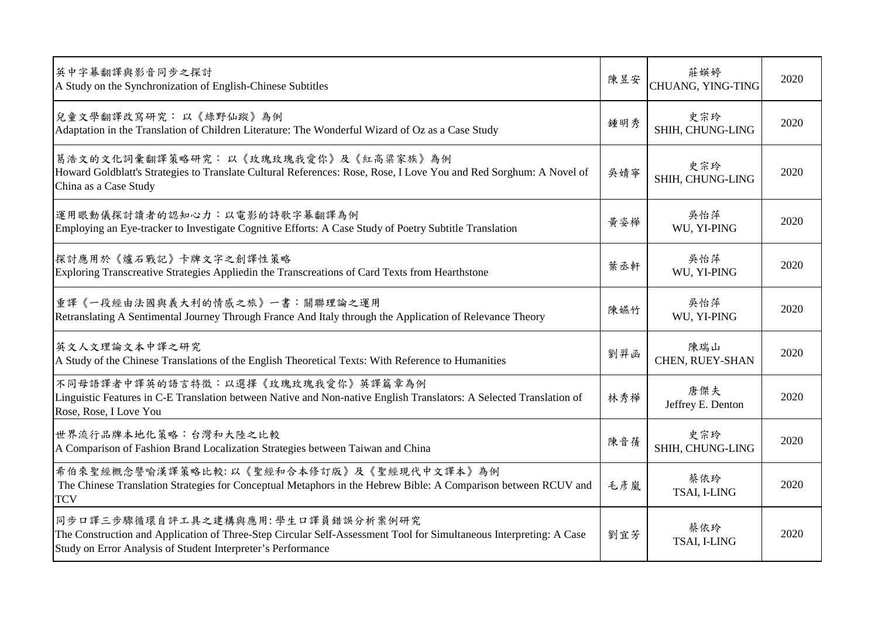| | | | |
|---|---|---|---|
| 英中字幕翻譯與影音同步之探討<br>A Study on the Synchronization of English-Chinese Subtitles | 陳昱安 | 莊媖婷<br>CHUANG, YING-TING | 2020 |
| 兒童文學翻譯改寫研究： 以《綠野仙蹤》為例<br>Adaptation in the Translation of Children Literature: The Wonderful Wizard of Oz as a Case Study | 鍾明秀 | 史宗玲<br>SHIH, CHUNG-LING | 2020 |
| 葛浩文的文化詞彙翻譯策略研究： 以《玫瑰玫瑰我愛你》及《紅高粱家族》為例<br>Howard Goldblatt's Strategies to Translate Cultural References: Rose, Rose, I Love You and Red Sorghum: A Novel of China as a Case Study | 吳婧寧 | 史宗玲<br>SHIH, CHUNG-LING | 2020 |
| 運用眼動儀探討讀者的認知心力：以電影的詩歌字幕翻譯為例<br>Employing an Eye-tracker to Investigate Cognitive Efforts: A Case Study of Poetry Subtitle Translation | 黃姿樺 | 吳怡萍<br>WU, YI-PING | 2020 |
| 探討應用於《爐石戰記》卡牌文字之創譯性策略<br>Exploring Transcreative Strategies Appliedin the Transcreations of Card Texts from Hearthstone | 葉丞軒 | 吳怡萍<br>WU, YI-PING | 2020 |
| 重譯《一段經由法國與義大利的情感之旅》一書：關聯理論之運用<br>Retranslating A Sentimental Journey Through France And Italy through the Application of Relevance Theory | 陳嬿竹 | 吳怡萍<br>WU, YI-PING | 2020 |
| 英文人文理論文本中譯之研究<br>A Study of the Chinese Translations of the English Theoretical Texts: With Reference to Humanities | 劉羿函 | 陳瑞山<br>CHEN, RUEY-SHAN | 2020 |
| 不同母語譯者中譯英的語言特徵：以選擇《玫瑰玫瑰我愛你》英譯篇章為例<br>Linguistic Features in C-E Translation between Native and Non-native English Translators: A Selected Translation of Rose, Rose, I Love You | 林秀樺 | 唐傑夫<br>Jeffrey E. Denton | 2020 |
| 世界流行品牌本地化策略：台灣和大陸之比較<br>A Comparison of Fashion Brand Localization Strategies between Taiwan and China | 陳音蒨 | 史宗玲<br>SHIH, CHUNG-LING | 2020 |
| 希伯來聖經概念譬喻漢譯策略比較: 以《聖經和合本修訂版》及《聖經現代中文譯本》為例<br>The Chinese Translation Strategies for Conceptual Metaphors in the Hebrew Bible: A Comparison between RCUV and TCV | 毛彥嵐 | 蔡依玲<br>TSAI, I-LING | 2020 |
| 同步口譯三步驟循環自評工具之建構與應用: 學生口譯員錯誤分析案例研究<br>The Construction and Application of Three-Step Circular Self-Assessment Tool for Simultaneous Interpreting: A Case Study on Error Analysis of Student Interpreter's Performance | 劉宜芳 | 蔡依玲<br>TSAI, I-LING | 2020 |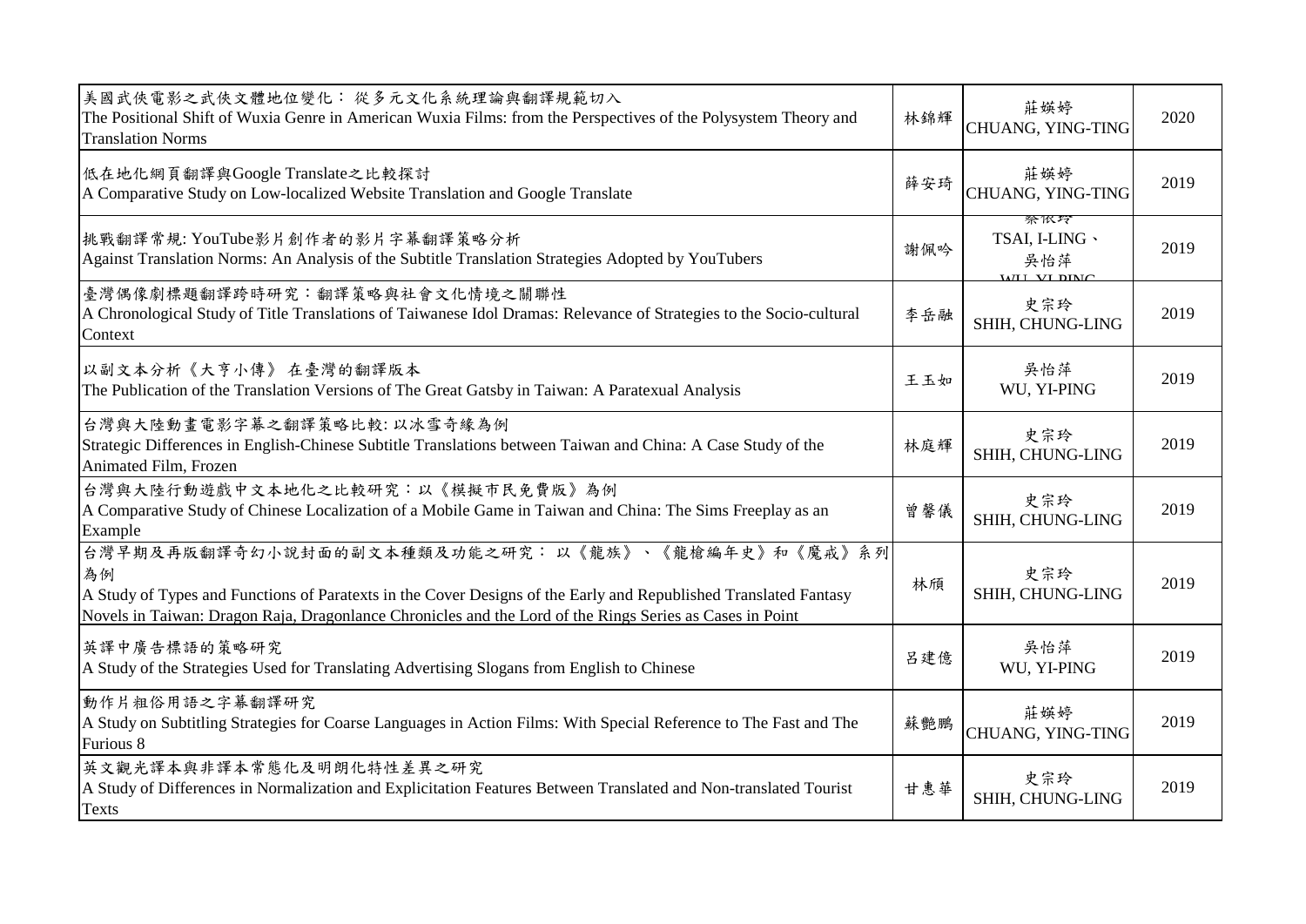| | | | |
|---|---|---|---|
| 美國武俠電影之武俠文體地位變化： 從多元文化系統理論與翻譯規範切入<br>The Positional Shift of Wuxia Genre in American Wuxia Films: from the Perspectives of the Polysystem Theory and Translation Norms | 林錦輝 | 莊媖婷<br>CHUANG, YING-TING | 2020 |
| 低在地化網頁翻譯與Google Translate之比較探討<br>A Comparative Study on Low-localized Website Translation and Google Translate | 薛安琦 | 莊媖婷<br>CHUANG, YING-TING | 2019 |
| 挑戰翻譯常規: YouTube影片創作者的影片字幕翻譯策略分析<br>Against Translation Norms: An Analysis of the Subtitle Translation Strategies Adopted by YouTubers | 謝佩吟 | 蔡依玲<br>TSAI, I-LING、<br>吳怡萍<br>WU, YI-PING | 2019 |
| 臺灣偶像劇標題翻譯跨時研究：翻譯策略與社會文化情境之關聯性<br>A Chronological Study of Title Translations of Taiwanese Idol Dramas: Relevance of Strategies to the Socio-cultural Context | 李岳融 | 史宗玲<br>SHIH, CHUNG-LING | 2019 |
| 以副文本分析《大亨小傳》 在臺灣的翻譯版本<br>The Publication of the Translation Versions of The Great Gatsby in Taiwan: A Paratexual Analysis | 王玉如 | 吳怡萍<br>WU, YI-PING | 2019 |
| 台灣與大陸動畫電影字幕之翻譯策略比較: 以冰雪奇緣為例<br>Strategic Differences in English-Chinese Subtitle Translations between Taiwan and China: A Case Study of the Animated Film, Frozen | 林庭輝 | 史宗玲<br>SHIH, CHUNG-LING | 2019 |
| 台灣與大陸行動遊戲中文本地化之比較研究：以《模擬市民免費版》為例<br>A Comparative Study of Chinese Localization of a Mobile Game in Taiwan and China: The Sims Freeplay as an Example | 曾馨儀 | 史宗玲<br>SHIH, CHUNG-LING | 2019 |
| 台灣早期及再版翻譯奇幻小說封面的副文本種類及功能之研究： 以《龍族》、《龍槍編年史》和《魔戒》系列為例<br>A Study of Types and Functions of Paratexts in the Cover Designs of the Early and Republished Translated Fantasy Novels in Taiwan: Dragon Raja, Dragonlance Chronicles and the Lord of the Rings Series as Cases in Point | 林頎 | 史宗玲<br>SHIH, CHUNG-LING | 2019 |
| 英譯中廣告標語的策略研究<br>A Study of the Strategies Used for Translating Advertising Slogans from English to Chinese | 呂建億 | 吳怡萍<br>WU, YI-PING | 2019 |
| 動作片粗俗用語之字幕翻譯研究<br>A Study on Subtitling Strategies for Coarse Languages in Action Films: With Special Reference to The Fast and The Furious 8 | 蘇艷鵬 | 莊媖婷<br>CHUANG, YING-TING | 2019 |
| 英文觀光譯本與非譯本常態化及明朗化特性差異之研究<br>A Study of Differences in Normalization and Explicitation Features Between Translated and Non-translated Tourist Texts | 甘惠華 | 史宗玲<br>SHIH, CHUNG-LING | 2019 |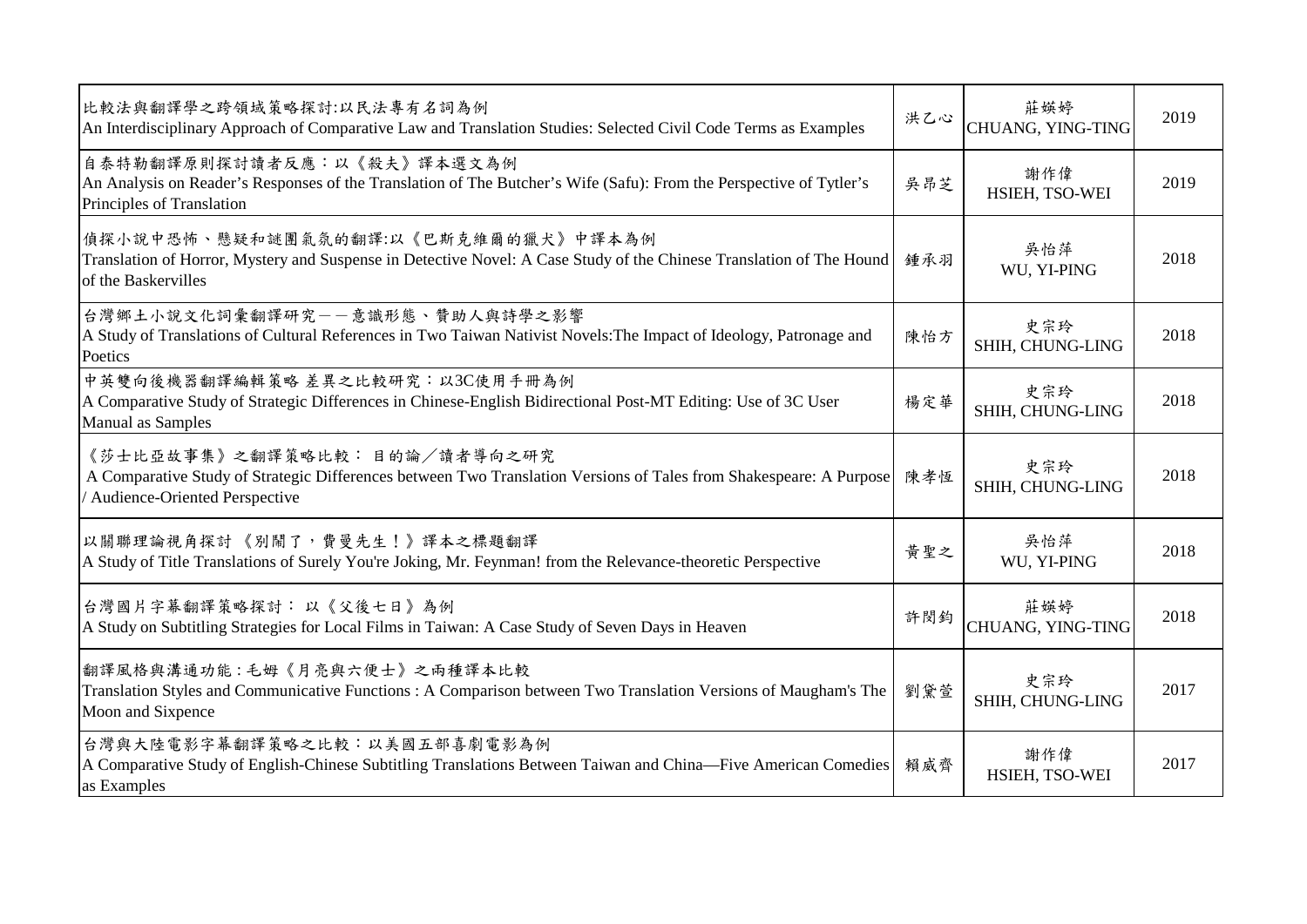| | | | |
|---|---|---|---|
| 比較法與翻譯學之跨領域策略探討:以民法專有名詞為例<br>An Interdisciplinary Approach of Comparative Law and Translation Studies: Selected Civil Code Terms as Examples | 洪乙心 | 莊媖婷<br>CHUANG, YING-TING | 2019 |
| 自泰特勒翻譯原則探討讀者反應：以《殺夫》譯本選文為例<br>An Analysis on Reader's Responses of the Translation of The Butcher's Wife (Safu): From the Perspective of Tytler's Principles of Translation | 吳昂芝 | 謝作偉<br>HSIEH, TSO-WEI | 2019 |
| 偵探小說中恐怖、懸疑和謎團氣氛的翻譯:以《巴斯克維爾的獵犬》中譯本為例<br>Translation of Horror, Mystery and Suspense in Detective Novel: A Case Study of the Chinese Translation of The Hound of the Baskervilles | 鍾承羽 | 吳怡萍<br>WU, YI-PING | 2018 |
| 台灣鄉土小說文化詞彙翻譯研究——意識形態、贊助人與詩學之影響<br>A Study of Translations of Cultural References in Two Taiwan Nativist Novels:The Impact of Ideology, Patronage and Poetics | 陳怡方 | 史宗玲<br>SHIH, CHUNG-LING | 2018 |
| 中英雙向後機器翻譯編輯策略 差異之比較研究：以3C使用手冊為例<br>A Comparative Study of Strategic Differences in Chinese-English Bidirectional Post-MT Editing: Use of 3C User Manual as Samples | 楊定華 | 史宗玲<br>SHIH, CHUNG-LING | 2018 |
| 《莎士比亞故事集》之翻譯策略比較： 目的論／讀者導向之研究<br>A Comparative Study of Strategic Differences between Two Translation Versions of Tales from Shakespeare: A Purpose / Audience-Oriented Perspective | 陳孝恆 | 史宗玲<br>SHIH, CHUNG-LING | 2018 |
| 以關聯理論視角探討 《別鬧了，費曼先生！》譯本之標題翻譯<br>A Study of Title Translations of Surely You're Joking, Mr. Feynman! from the Relevance-theoretic Perspective | 黃聖之 | 吳怡萍<br>WU, YI-PING | 2018 |
| 台灣國片字幕翻譯策略探討： 以《父後七日》為例<br>A Study on Subtitling Strategies for Local Films in Taiwan: A Case Study of Seven Days in Heaven | 許閔鈞 | 莊媖婷<br>CHUANG, YING-TING | 2018 |
| 翻譯風格與溝通功能：毛姆《月亮與六便士》之兩種譯本比較<br>Translation Styles and Communicative Functions : A Comparison between Two Translation Versions of Maugham's The Moon and Sixpence | 劉黛萱 | 史宗玲<br>SHIH, CHUNG-LING | 2017 |
| 台灣與大陸電影字幕翻譯策略之比較：以美國五部喜劇電影為例<br>A Comparative Study of English-Chinese Subtitling Translations Between Taiwan and China—Five American Comedies as Examples | 賴威齊 | 謝作偉<br>HSIEH, TSO-WEI | 2017 |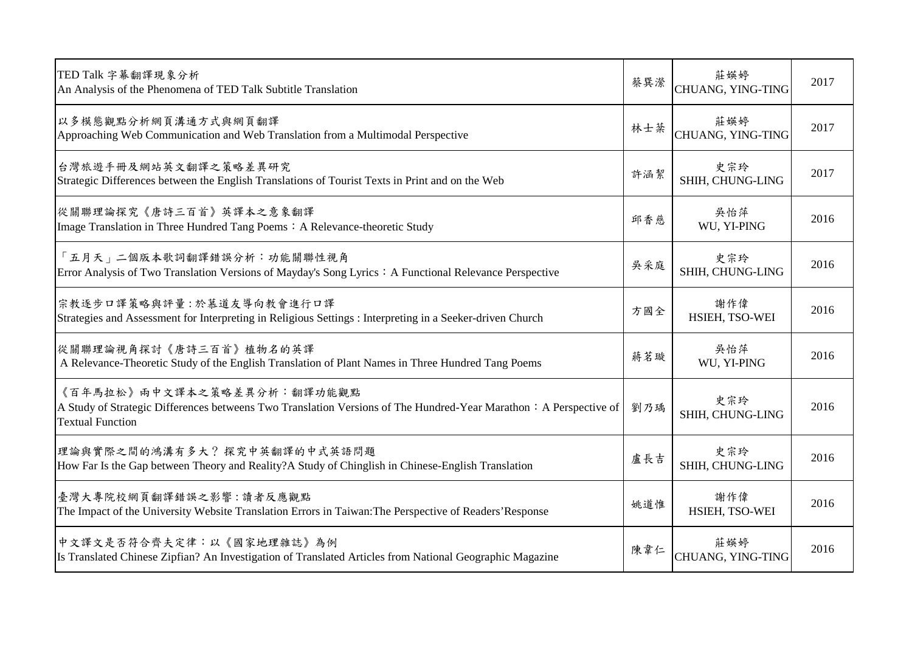| | | | |
|---|---|---|---|
| TED Talk 字幕翻譯現象分析<br>An Analysis of the Phenomena of TED Talk Subtitle Translation | 蔡巽瀠 | 莊媖婷<br>CHUANG, YING-TING | 2017 |
| 以多模態觀點分析網頁溝通方式與網頁翻譯<br>Approaching Web Communication and Web Translation from a Multimodal Perspective | 林士棻 | 莊媖婷<br>CHUANG, YING-TING | 2017 |
| 台灣旅遊手冊及網站英文翻譯之策略差異研究<br>Strategic Differences between the English Translations of Tourist Texts in Print and on the Web | 許涵絜 | 史宗玲<br>SHIH, CHUNG-LING | 2017 |
| 從關聯理論探究《唐詩三百首》英譯本之意象翻譯<br>Image Translation in Three Hundred Tang Poems：A Relevance-theoretic Study | 邱香慈 | 吳怡萍<br>WU, YI-PING | 2016 |
| 「五月天」二個版本歌詞翻譯錯誤分析：功能關聯性視角<br>Error Analysis of Two Translation Versions of Mayday's Song Lyrics：A Functional Relevance Perspective | 吳采庭 | 史宗玲<br>SHIH, CHUNG-LING | 2016 |
| 宗教逐步口譯策略與評量：於慕道友導向教會進行口譯<br>Strategies and Assessment for Interpreting in Religious Settings : Interpreting in a Seeker-driven Church | 方國全 | 謝作偉<br>HSIEH, TSO-WEI | 2016 |
| 從關聯理論視角探討《唐詩三百首》植物名的英譯<br>A Relevance-Theoretic Study of the English Translation of Plant Names in Three Hundred Tang Poems | 蔣茗璇 | 吳怡萍<br>WU, YI-PING | 2016 |
| 《百年馬拉松》兩中文譯本之策略差異分析：翻譯功能觀點<br>A Study of Strategic Differences betweens Two Translation Versions of The Hundred-Year Marathon：A Perspective of Textual Function | 劉乃瑀 | 史宗玲<br>SHIH, CHUNG-LING | 2016 |
| 理論與實際之間的鴻溝有多大？探究中英翻譯的中式英語問題<br>How Far Is the Gap between Theory and Reality?A Study of Chinglish in Chinese-English Translation | 盧長吉 | 史宗玲<br>SHIH, CHUNG-LING | 2016 |
| 臺灣大專院校網頁翻譯錯誤之影響：讀者反應觀點<br>The Impact of the University Website Translation Errors in Taiwan:The Perspective of Readers'Response | 姚道惟 | 謝作偉<br>HSIEH, TSO-WEI | 2016 |
| 中文譯文是否符合齊夫定律：以《國家地理雜誌》為例<br>Is Translated Chinese Zipfian? An Investigation of Translated Articles from National Geographic Magazine | 陳韋仁 | 莊媖婷<br>CHUANG, YING-TING | 2016 |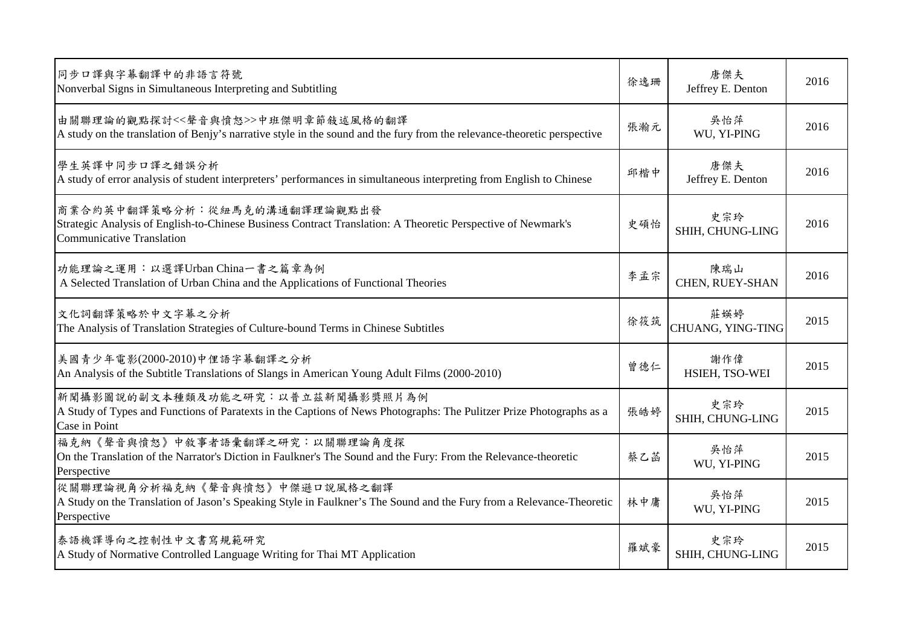| | | | |
|---|---|---|---|
| 同步口譯與字幕翻譯中的非語言符號<br>Nonverbal Signs in Simultaneous Interpreting and Subtitling | 徐逸珊 | 唐傑夫<br>Jeffrey E. Denton | 2016 |
| 由關聯理論的觀點探討<<聲音與憤怒>>中班傑明章節敍述風格的翻譯<br>A study on the translation of Benjy's narrative style in the sound and the fury from the relevance-theoretic perspective | 張瀚元 | 吳怡萍<br>WU, YI-PING | 2016 |
| 學生英譯中同步口譯之錯誤分析<br>A study of error analysis of student interpreters' performances in simultaneous interpreting from English to Chinese | 邱楷中 | 唐傑夫<br>Jeffrey E. Denton | 2016 |
| 商業合約英中翻譯策略分析：從紐馬克的溝通翻譯理論觀點出發<br>Strategic Analysis of English-to-Chinese Business Contract Translation: A Theoretic Perspective of Newmark's Communicative Translation | 史碩怡 | 史宗玲<br>SHIH, CHUNG-LING | 2016 |
| 功能理論之運用：以選譯Urban China一書之篇章為例<br>A Selected Translation of Urban China and the Applications of Functional Theories | 李孟宗 | 陳瑞山<br>CHEN, RUEY-SHAN | 2016 |
| 文化詞翻譯策略於中文字幕之分析<br>The Analysis of Translation Strategies of Culture-bound Terms in Chinese Subtitles | 徐筱筑 | 莊媖婷<br>CHUANG, YING-TING | 2015 |
| 美國青少年電影(2000-2010)中俚語字幕翻譯之分析<br>An Analysis of the Subtitle Translations of Slangs in American Young Adult Films (2000-2010) | 曾德仁 | 謝作偉<br>HSIEH, TSO-WEI | 2015 |
| 新聞攝影圖說的副文本種類及功能之研究：以普立茲新聞攝影獎照片為例<br>A Study of Types and Functions of Paratexts in the Captions of News Photographs: The Pulitzer Prize Photographs as a Case in Point | 張皓婷 | 史宗玲<br>SHIH, CHUNG-LING | 2015 |
| 福克納《聲音與憤怒》中敘事者語彙翻譯之研究：以關聯理論角度探<br>On the Translation of the Narrator's Diction in Faulkner's The Sound and the Fury: From the Relevance-theoretic Perspective | 蔡乙菡 | 吳怡萍<br>WU, YI-PING | 2015 |
| 從關聯理論視角分析福克納《聲音與憤怒》中傑遜口說風格之翻譯<br>A Study on the Translation of Jason's Speaking Style in Faulkner's The Sound and the Fury from a Relevance-Theoretic Perspective | 林中庸 | 吳怡萍<br>WU, YI-PING | 2015 |
| 泰語機譯導向之控制性中文書寫規範研究<br>A Study of Normative Controlled Language Writing for Thai MT Application | 羅斌豪 | 史宗玲<br>SHIH, CHUNG-LING | 2015 |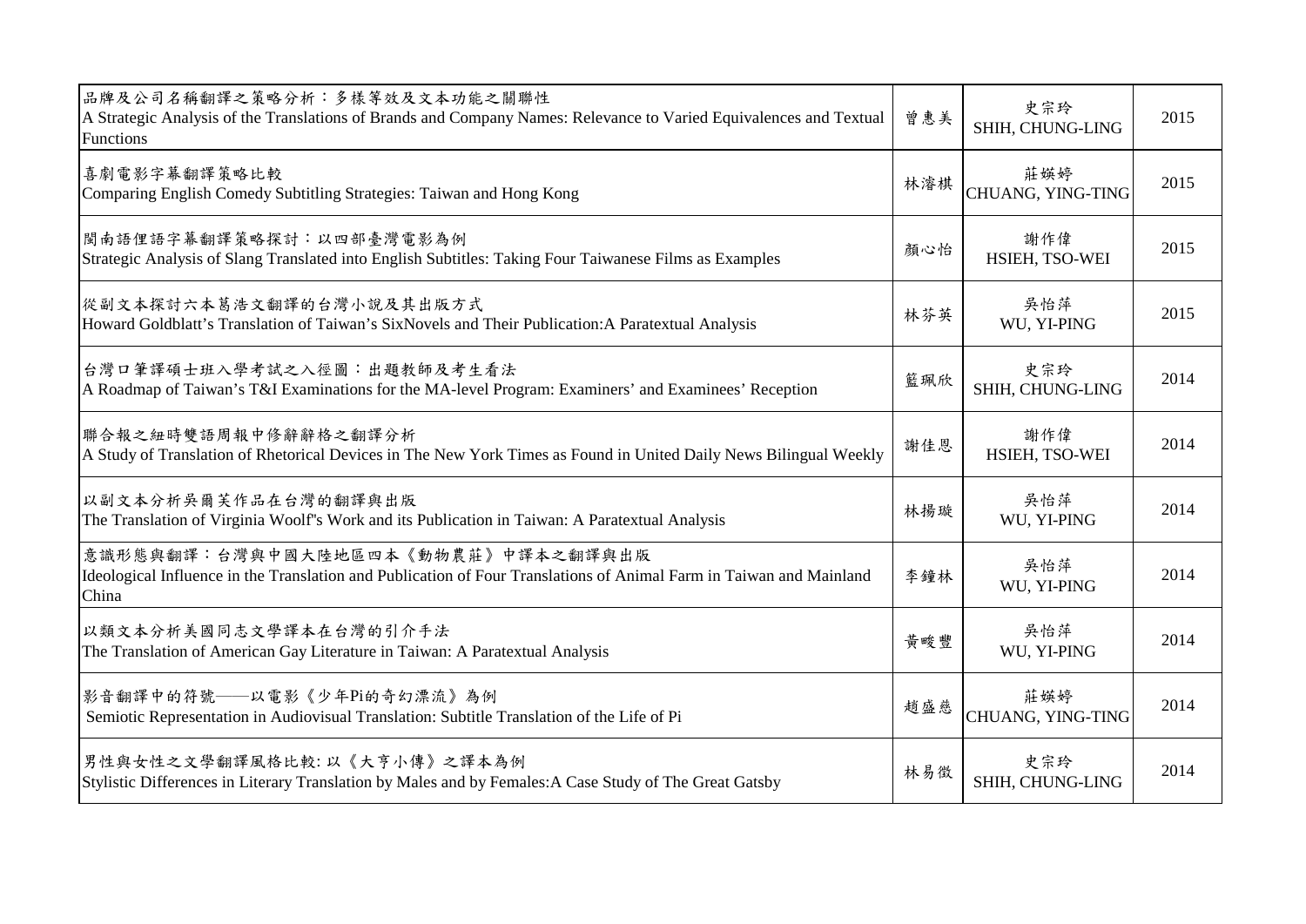| | | | |
|---|---|---|---|
| 品牌及公司名稱翻譯之策略分析：多樣等效及文本功能之關聯性<br>A Strategic Analysis of the Translations of Brands and Company Names: Relevance to Varied Equivalences and Textual Functions | 曾惠美 | 史宗玲<br>SHIH, CHUNG-LING | 2015 |
| 喜劇電影字幕翻譯策略比較<br>Comparing English Comedy Subtitling Strategies: Taiwan and Hong Kong | 林濬棋 | 莊媖婷<br>CHUANG, YING-TING | 2015 |
| 閩南語俚語字幕翻譯策略探討：以四部臺灣電影為例<br>Strategic Analysis of Slang Translated into English Subtitles: Taking Four Taiwanese Films as Examples | 顏心怡 | 謝作偉<br>HSIEH, TSO-WEI | 2015 |
| 從副文本探討六本葛浩文翻譯的台灣小說及其出版方式<br>Howard Goldblatt's Translation of Taiwan's SixNovels and Their Publication:A Paratextual Analysis | 林芬英 | 吳怡萍<br>WU, YI-PING | 2015 |
| 台灣口筆譯碩士班入學考試之入徑圖：出題教師及考生看法<br>A Roadmap of Taiwan's T&I Examinations for the MA-level Program: Examiners' and Examinees' Reception | 籃珮欣 | 史宗玲<br>SHIH, CHUNG-LING | 2014 |
| 聯合報之紐時雙語周報中修辭辭格之翻譯分析<br>A Study of Translation of Rhetorical Devices in The New York Times as Found in United Daily News Bilingual Weekly | 謝佳恩 | 謝作偉<br>HSIEH, TSO-WEI | 2014 |
| 以副文本分析吳爾芙作品在台灣的翻譯與出版<br>The Translation of Virginia Woolf"s Work and its Publication in Taiwan: A Paratextual Analysis | 林揚璇 | 吳怡萍<br>WU, YI-PING | 2014 |
| 意識形態與翻譯：台灣與中國大陸地區四本《動物農莊》中譯本之翻譯與出版<br>Ideological Influence in the Translation and Publication of Four Translations of Animal Farm in Taiwan and Mainland China | 李鐘林 | 吳怡萍<br>WU, YI-PING | 2014 |
| 以類文本分析美國同志文學譯本在台灣的引介手法<br>The Translation of American Gay Literature in Taiwan: A Paratextual Analysis | 黃畯豐 | 吳怡萍<br>WU, YI-PING | 2014 |
| 影音翻譯中的符號——以電影《少年Pi的奇幻漂流》為例<br>Semiotic Representation in Audiovisual Translation: Subtitle Translation of the Life of Pi | 趙盛慈 | 莊媖婷<br>CHUANG, YING-TING | 2014 |
| 男性與女性之文學翻譯風格比較: 以《大亨小傳》之譯本為例<br>Stylistic Differences in Literary Translation by Males and by Females:A Case Study of The Great Gatsby | 林易徵 | 史宗玲<br>SHIH, CHUNG-LING | 2014 |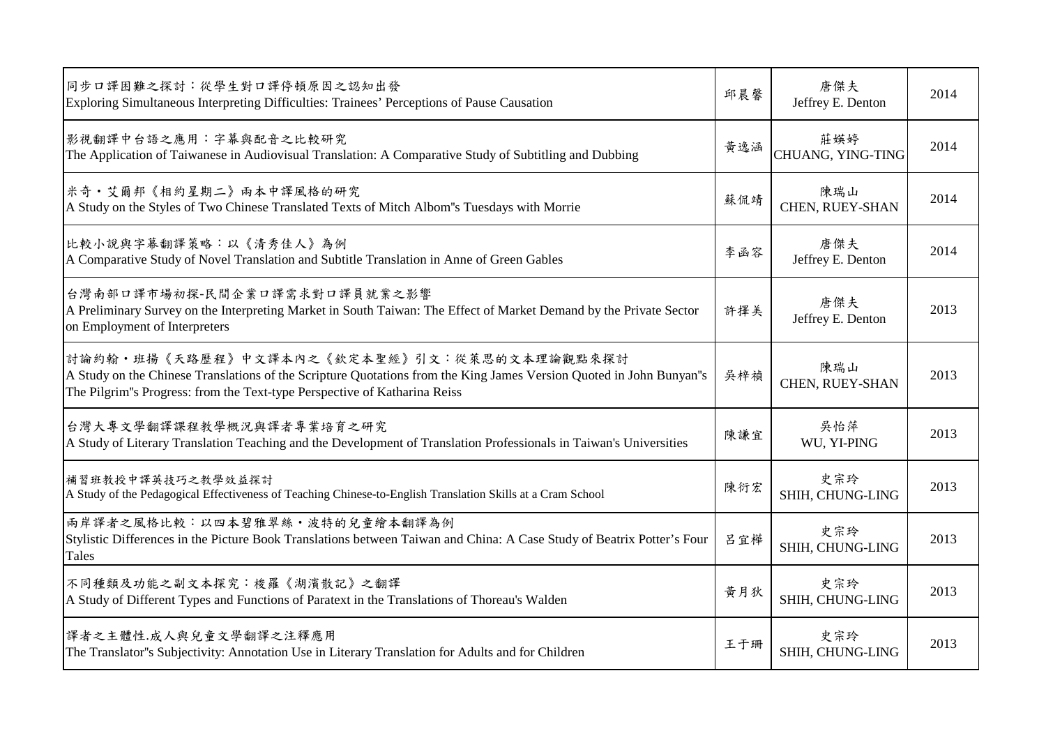| | | | |
|---|---|---|---|
| 同步口譯困難之探討：從學生對口譯停頓原因之認知出發<br>Exploring Simultaneous Interpreting Difficulties: Trainees’ Perceptions of Pause Causation | 邱晨馨 | 唐傑夫<br>Jeffrey E. Denton | 2014 |
| 影視翻譯中台語之應用：字幕與配音之比較研究<br>The Application of Taiwanese in Audiovisual Translation: A Comparative Study of Subtitling and Dubbing | 黃逸涵 | 莊媖婷<br>CHUANG, YING-TING | 2014 |
| 米奇・艾爾邦《相約星期二》兩本中譯風格的研究<br>A Study on the Styles of Two Chinese Translated Texts of Mitch Albom''s Tuesdays with Morrie | 蘇侃靖 | 陳瑞山<br>CHEN, RUEY-SHAN | 2014 |
| 比較小說與字幕翻譯策略：以《清秀佳人》為例<br>A Comparative Study of Novel Translation and Subtitle Translation in Anne of Green Gables | 李函容 | 唐傑夫<br>Jeffrey E. Denton | 2014 |
| 台灣南部口譯市場初探-民間企業口譯需求對口譯員就業之影響<br>A Preliminary Survey on the Interpreting Market in South Taiwan: The Effect of Market Demand by the Private Sector on Employment of Interpreters | 許擇美 | 唐傑夫<br>Jeffrey E. Denton | 2013 |
| 討論約翰・班揚《天路歷程》中文譯本內之《欽定本聖經》引文：從萊思的文本理論觀點來探討<br>A Study on the Chinese Translations of the Scripture Quotations from the King James Version Quoted in John Bunyan''s The Pilgrim''s Progress: from the Text-type Perspective of Katharina Reiss | 吳梓禎 | 陳瑞山<br>CHEN, RUEY-SHAN | 2013 |
| 台灣大專文學翻譯課程教學概況與譯者專業培育之研究<br>A Study of Literary Translation Teaching and the Development of Translation Professionals in Taiwan's Universities | 陳謙宜 | 吳怡萍<br>WU, YI-PING | 2013 |
| 補習班教授中譯英技巧之教學效益探討<br>A Study of the Pedagogical Effectiveness of Teaching Chinese-to-English Translation Skills at a Cram School | 陳衍宏 | 史宗玲<br>SHIH, CHUNG-LING | 2013 |
| 兩岸譯者之風格比較：以四本碧雅翠絲・波特的兒童繪本翻譯為例<br>Stylistic Differences in the Picture Book Translations between Taiwan and China: A Case Study of Beatrix Potter’s Four Tales | 呂宜樺 | 史宗玲<br>SHIH, CHUNG-LING | 2013 |
| 不同種類及功能之副文本探究：梭羅《湖濱散記》之翻譯<br>A Study of Different Types and Functions of Paratext in the Translations of Thoreau's Walden | 黃月狄 | 史宗玲<br>SHIH, CHUNG-LING | 2013 |
| 譯者之主體性.成人與兒童文學翻譯之注釋應用<br>The Translator''s Subjectivity: Annotation Use in Literary Translation for Adults and for Children | 王于珊 | 史宗玲<br>SHIH, CHUNG-LING | 2013 |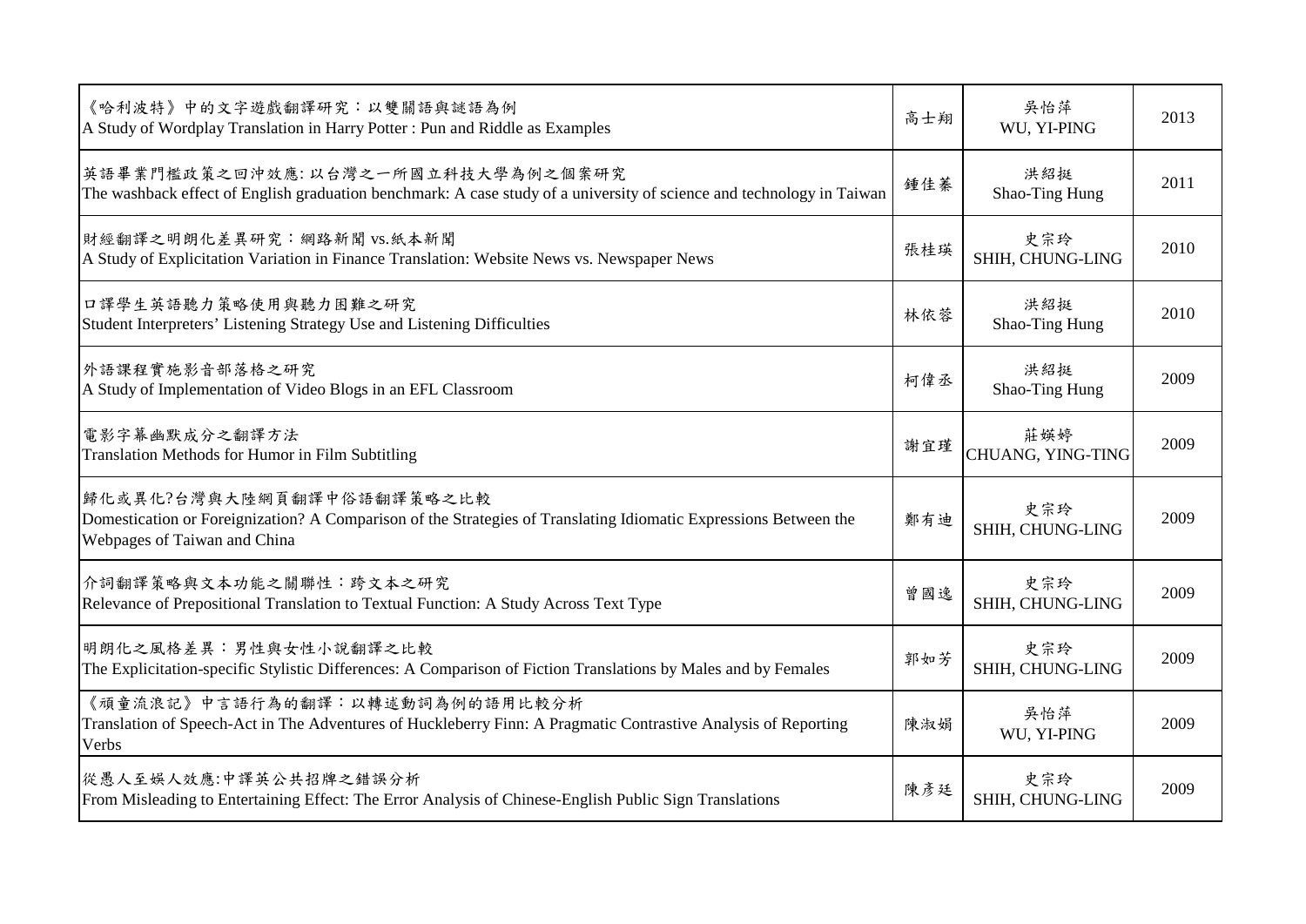| | | | |
|---|---|---|---|
| 《哈利波特》中的文字遊戲翻譯研究：以雙關語與謎語為例<br>A Study of Wordplay Translation in Harry Potter : Pun and Riddle as Examples | 高士翔 | 吳怡萍<br>WU, YI-PING | 2013 |
| 英語畢業門檻政策之回沖效應: 以台灣之一所國立科技大學為例之個案研究<br>The washback effect of English graduation benchmark: A case study of a university of science and technology in Taiwan | 鍾佳蓁 | 洪紹挺<br>Shao-Ting Hung | 2011 |
| 財經翻譯之明朗化差異研究：網路新聞 vs.紙本新聞<br>A Study of Explicitation Variation in Finance Translation: Website News vs. Newspaper News | 張桂瑛 | 史宗玲<br>SHIH, CHUNG-LING | 2010 |
| 口譯學生英語聽力策略使用與聽力困難之研究<br>Student Interpreters' Listening Strategy Use and Listening Difficulties | 林依蓉 | 洪紹挺<br>Shao-Ting Hung | 2010 |
| 外語課程實施影音部落格之研究<br>A Study of Implementation of Video Blogs in an EFL Classroom | 柯偉丞 | 洪紹挺<br>Shao-Ting Hung | 2009 |
| 電影字幕幽默成分之翻譯方法<br>Translation Methods for Humor in Film Subtitling | 謝宜瑾 | 莊媖婷<br>CHUANG, YING-TING | 2009 |
| 歸化或異化?台灣與大陸網頁翻譯中俗語翻譯策略之比較<br>Domestication or Foreignization? A Comparison of the Strategies of Translating Idiomatic Expressions Between the Webpages of Taiwan and China | 鄭有迪 | 史宗玲<br>SHIH, CHUNG-LING | 2009 |
| 介詞翻譯策略與文本功能之關聯性：跨文本之研究<br>Relevance of Prepositional Translation to Textual Function: A Study Across Text Type | 曾國逸 | 史宗玲<br>SHIH, CHUNG-LING | 2009 |
| 明朗化之風格差異：男性與女性小說翻譯之比較<br>The Explicitation-specific Stylistic Differences: A Comparison of Fiction Translations by Males and by Females | 郭如芳 | 史宗玲<br>SHIH, CHUNG-LING | 2009 |
| 《頑童流浪記》中言語行為的翻譯：以轉述動詞為例的語用比較分析<br>Translation of Speech-Act in The Adventures of Huckleberry Finn: A Pragmatic Contrastive Analysis of Reporting Verbs | 陳淑娟 | 吳怡萍<br>WU, YI-PING | 2009 |
| 從愚人至娛人效應:中譯英公共招牌之錯誤分析<br>From Misleading to Entertaining Effect: The Error Analysis of Chinese-English Public Sign Translations | 陳彥廷 | 史宗玲<br>SHIH, CHUNG-LING | 2009 |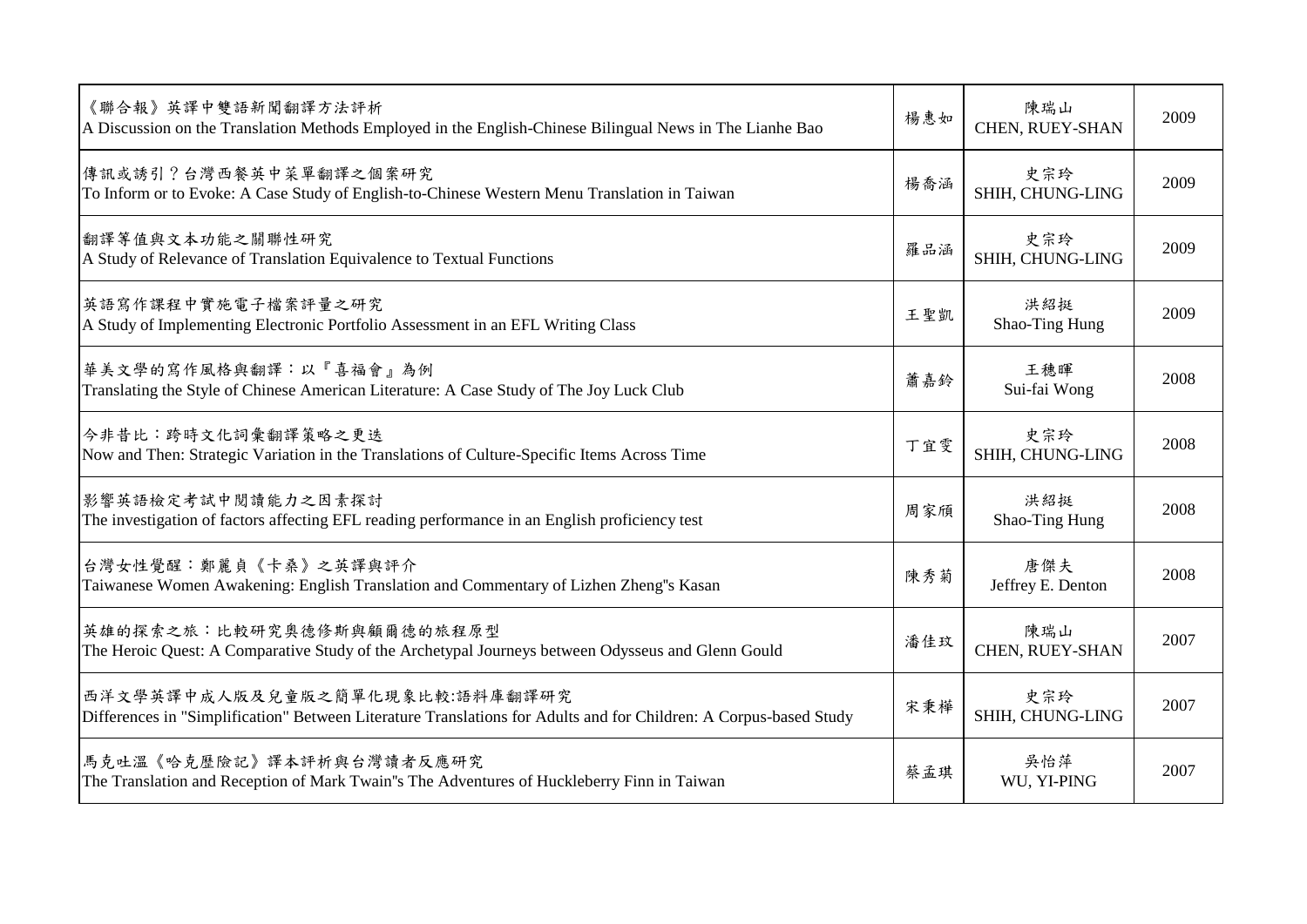| | | | |
|---|---|---|---|
| 《聯合報》英譯中雙語新聞翻譯方法評析<br>A Discussion on the Translation Methods Employed in the English-Chinese Bilingual News in The Lianhe Bao | 楊惠如 | 陳瑞山<br>CHEN, RUEY-SHAN | 2009 |
| 傳訊或誘引？台灣西餐英中菜單翻譯之個案研究<br>To Inform or to Evoke: A Case Study of English-to-Chinese Western Menu Translation in Taiwan | 楊喬涵 | 史宗玲<br>SHIH, CHUNG-LING | 2009 |
| 翻譯等值與文本功能之關聯性研究<br>A Study of Relevance of Translation Equivalence to Textual Functions | 羅品涵 | 史宗玲<br>SHIH, CHUNG-LING | 2009 |
| 英語寫作課程中實施電子檔案評量之研究<br>A Study of Implementing Electronic Portfolio Assessment in an EFL Writing Class | 王聖凱 | 洪紹挺<br>Shao-Ting Hung | 2009 |
| 華美文學的寫作風格與翻譯：以『喜福會』為例<br>Translating the Style of Chinese American Literature: A Case Study of The Joy Luck Club | 蕭嘉鈴 | 王穗暉<br>Sui-fai Wong | 2008 |
| 今非昔比：跨時文化詞彙翻譯策略之更迭<br>Now and Then: Strategic Variation in the Translations of Culture-Specific Items Across Time | 丁宜雯 | 史宗玲<br>SHIH, CHUNG-LING | 2008 |
| 影響英語檢定考試中閱讀能力之因素探討<br>The investigation of factors affecting EFL reading performance in an English proficiency test | 周家頎 | 洪紹挺<br>Shao-Ting Hung | 2008 |
| 台灣女性覺醒：鄭麗貞《卡桑》之英譯與評介<br>Taiwanese Women Awakening: English Translation and Commentary of Lizhen Zheng"s Kasan | 陳秀菊 | 唐傑夫<br>Jeffrey E. Denton | 2008 |
| 英雄的探索之旅：比較研究奧德修斯與顧爾德的旅程原型<br>The Heroic Quest: A Comparative Study of the Archetypal Journeys between Odysseus and Glenn Gould | 潘佳玟 | 陳瑞山<br>CHEN, RUEY-SHAN | 2007 |
| 西洋文學英譯中成人版及兒童版之簡單化現象比較:語料庫翻譯研究<br>Differences in "Simplification" Between Literature Translations for Adults and for Children: A Corpus-based Study | 宋秉樺 | 史宗玲<br>SHIH, CHUNG-LING | 2007 |
| 馬克吐溫《哈克歷險記》譯本評析與台灣讀者反應研究<br>The Translation and Reception of Mark Twain"s The Adventures of Huckleberry Finn in Taiwan | 蔡孟琪 | 吳怡萍<br>WU, YI-PING | 2007 |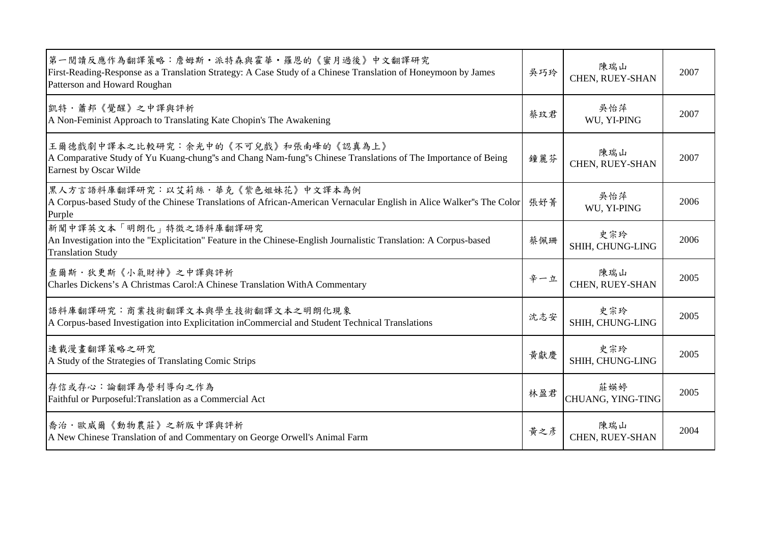| | | | |
|---|---|---|---|
| 第一閱讀反應作為翻譯策略：詹姆斯・派特森與霍華・羅恩的《蜜月過後》中文翻譯研究<br>First-Reading-Response as a Translation Strategy: A Case Study of a Chinese Translation of Honeymoon by James Patterson and Howard Roughan | 吳巧玲 | 陳瑞山<br>CHEN, RUEY-SHAN | 2007 |
| 凱特・蕭邦《覺醒》之中譯與評析<br>A Non-Feminist Approach to Translating Kate Chopin's The Awakening | 蔡玟君 | 吳怡萍<br>WU, YI-PING | 2007 |
| 王爾德戲劇中譯本之比較研究：余光中的《不可兒戲》和張南峰的《認真為上》<br>A Comparative Study of Yu Kuang-chung"s and Chang Nam-fung"s Chinese Translations of The Importance of Being Earnest by Oscar Wilde | 鐘麗芬 | 陳瑞山<br>CHEN, RUEY-SHAN | 2007 |
| 黑人方言語料庫翻譯研究：以艾莉絲・華克《紫色姐妹花》中文譯本為例<br>A Corpus-based Study of the Chinese Translations of African-American Vernacular English in Alice Walker"s The Color Purple | 張妤菁 | 吳怡萍<br>WU, YI-PING | 2006 |
| 新聞中譯英文本「明朗化」特徵之語料庫翻譯研究<br>An Investigation into the "Explicitation" Feature in the Chinese-English Journalistic Translation: A Corpus-based Translation Study | 蔡佩珊 | 史宗玲<br>SHIH, CHUNG-LING | 2006 |
| 查爾斯・狄更斯《小氣財神》之中譯與評析<br>Charles Dickens's A Christmas Carol:A Chinese Translation WithA Commentary | 辛一立 | 陳瑞山<br>CHEN, RUEY-SHAN | 2005 |
| 語料庫翻譯研究：商業技術翻譯文本與學生技術翻譯文本之明朗化現象<br>A Corpus-based Investigation into Explicitation inCommercial and Student Technical Translations | 沈志安 | 史宗玲<br>SHIH, CHUNG-LING | 2005 |
| 連載漫畫翻譯策略之研究<br>A Study of the Strategies of Translating Comic Strips | 黃獻慶 | 史宗玲<br>SHIH, CHUNG-LING | 2005 |
| 存信或存心：論翻譯為營利導向之作為<br>Faithful or Purposeful:Translation as a Commercial Act | 林盈君 | 莊媖婷<br>CHUANG, YING-TING | 2005 |
| 喬治・歐威爾《動物農莊》之新版中譯與評析<br>A New Chinese Translation of and Commentary on George Orwell's Animal Farm | 黃之彥 | 陳瑞山<br>CHEN, RUEY-SHAN | 2004 |